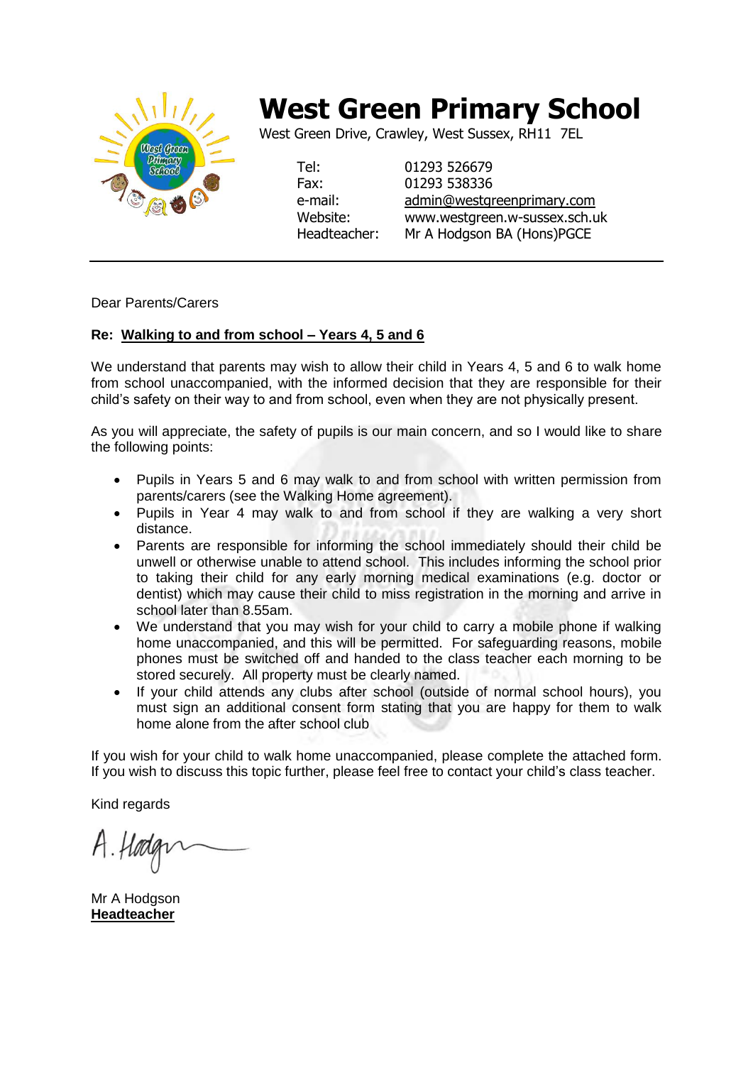# West Green Primary School

West Green Drive, Crawley, West Sussex, RH11 7EL

| | |
|---|---|
| Tel: | 01293 526679 |
| Fax: | 01293 538336 |
| e-mail: | admin@westgreenprimary.com |
| Website: | www.westgreen.w-sussex.sch.uk |
| Headteacher: | Mr A Hodgson BA (Hons)PGCE |

---

Dear Parents/Carers

**Re: Walking to and from school – Years 4, 5 and 6**

We understand that parents may wish to allow their child in Years 4, 5 and 6 to walk home from school unaccompanied, with the informed decision that they are responsible for their child's safety on their way to and from school, even when they are not physically present.

As you will appreciate, the safety of pupils is our main concern, and so I would like to share the following points:

- Pupils in Years 5 and 6 may walk to and from school with written permission from parents/carers (see the Walking Home agreement).
- Pupils in Year 4 may walk to and from school if they are walking a very short distance.
- Parents are responsible for informing the school immediately should their child be unwell or otherwise unable to attend school. This includes informing the school prior to taking their child for any early morning medical examinations (e.g. doctor or dentist) which may cause their child to miss registration in the morning and arrive in school later than 8.55am.
- We understand that you may wish for your child to carry a mobile phone if walking home unaccompanied, and this will be permitted. For safeguarding reasons, mobile phones must be switched off and handed to the class teacher each morning to be stored securely. All property must be clearly named.
- If your child attends any clubs after school (outside of normal school hours), you must sign an additional consent form stating that you are happy for them to walk home alone from the after school club

If you wish for your child to walk home unaccompanied, please complete the attached form. If you wish to discuss this topic further, please feel free to contact your child's class teacher.

Kind regards

A. Hodgson

Mr A Hodgson
**Headteacher**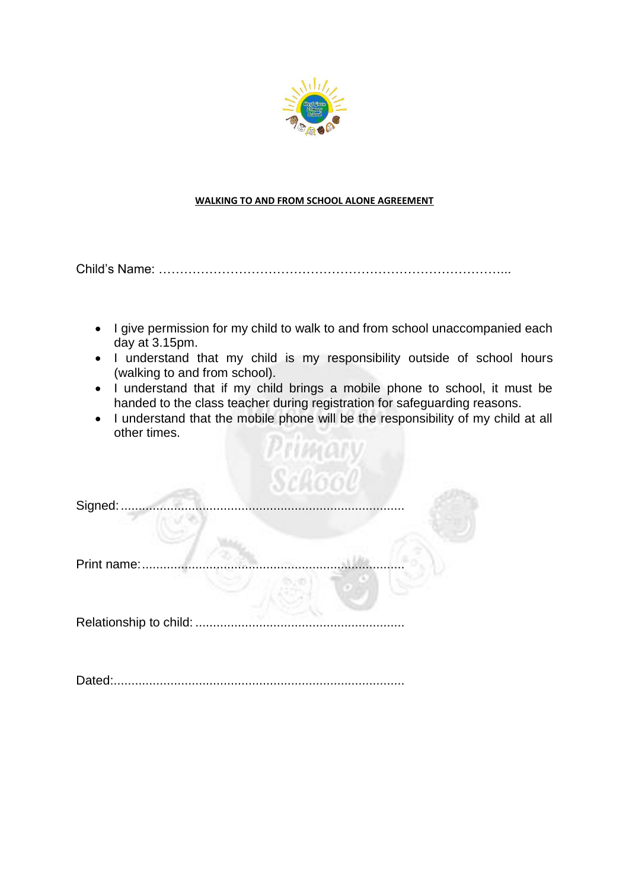**WALKING TO AND FROM SCHOOL ALONE AGREEMENT**

Child's Name: …………………………………………………………………………...

- I give permission for my child to walk to and from school unaccompanied each day at 3.15pm.
- I understand that my child is my responsibility outside of school hours (walking to and from school).
- I understand that if my child brings a mobile phone to school, it must be handed to the class teacher during registration for safeguarding reasons.
- I understand that the mobile phone will be the responsibility of my child at all other times.

Signed: ..............................................................................

Print name: .........................................................................

Relationship to child: ..........................................................

Dated: ................................................................................